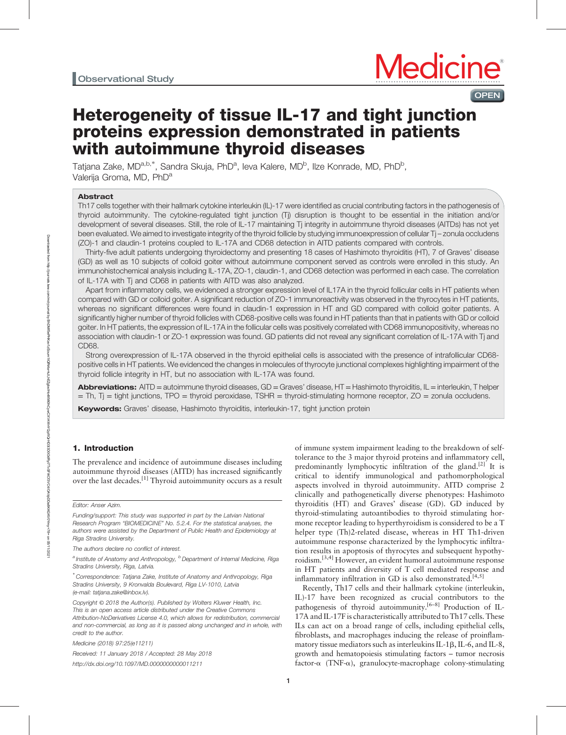Observational Study

# Heterogeneity of tissue IL-17 and tight junction proteins expression demonstrated in patients with autoimmune thyroid diseases

Tatjana Zake, MD[a,b,*], Sandra Skuja, PhD[a], Ieva Kalere, MD[b], Ilze Konrade, MD, PhD[b], Valerija Groma, MD, PhD[a]

## Abstract

Th17 cells together with their hallmark cytokine interleukin (IL)-17 were identified as crucial contributing factors in the pathogenesis of thyroid autoimmunity. The cytokine-regulated tight junction (Tj) disruption is thought to be essential in the initiation and/or development of several diseases. Still, the role of IL-17 maintaining Tj integrity in autoimmune thyroid diseases (AITDs) has not yet been evaluated. We aimed to investigate integrity of the thyroid follicle by studying immunoexpression of cellular Tj – zonula occludens (ZO)-1 and claudin-1 proteins coupled to IL-17A and CD68 detection in AITD patients compared with controls.

Thirty-five adult patients undergoing thyroidectomy and presenting 18 cases of Hashimoto thyroiditis (HT), 7 of Graves' disease (GD) as well as 10 subjects of colloid goiter without autoimmune component served as controls were enrolled in this study. An immunohistochemical analysis including IL-17A, ZO-1, claudin-1, and CD68 detection was performed in each case. The correlation of IL-17A with Tj and CD68 in patients with AITD was also analyzed.

Apart from inflammatory cells, we evidenced a stronger expression level of IL17A in the thyroid follicular cells in HT patients when compared with GD or colloid goiter. A significant reduction of ZO-1 immunoreactivity was observed in the thyrocytes in HT patients, whereas no significant differences were found in claudin-1 expression in HT and GD compared with colloid goiter patients. A significantly higher number of thyroid follicles with CD68-positive cells was found in HT patients than that in patients with GD or colloid goiter. In HT patients, the expression of IL-17A in the follicular cells was positively correlated with CD68 immunopositivity, whereas no association with claudin-1 or ZO-1 expression was found. GD patients did not reveal any significant correlation of IL-17A with Tj and CD68.

Strong overexpression of IL-17A observed in the thyroid epithelial cells is associated with the presence of intrafollicular CD68-positive cells in HT patients. We evidenced the changes in molecules of thyrocyte junctional complexes highlighting impairment of the thyroid follicle integrity in HT, but no association with IL-17A was found.

**Abbreviations:** AITD = autoimmune thyroid diseases, GD = Graves' disease, HT = Hashimoto thyroiditis, IL = interleukin, T helper = Th, Tj = tight junctions, TPO = thyroid peroxidase, TSHR = thyroid-stimulating hormone receptor, ZO = zonula occludens.

**Keywords:** Graves' disease, Hashimoto thyroiditis, interleukin-17, tight junction protein

## 1. Introduction

The prevalence and incidence of autoimmune diseases including autoimmune thyroid diseases (AITD) has increased significantly over the last decades.[1] Thyroid autoimmunity occurs as a result of immune system impairment leading to the breakdown of self-tolerance to the 3 major thyroid proteins and inflammatory cell, predominantly lymphocytic infiltration of the gland.[2] It is critical to identify immunological and pathomorphological aspects involved in thyroid autoimmunity. AITD comprise 2 clinically and pathogenetically diverse phenotypes: Hashimoto thyroiditis (HT) and Graves' disease (GD). GD induced by thyroid-stimulating autoantibodies to thyroid stimulating hormone receptor leading to hyperthyroidism is considered to be a T helper type (Th)2-related disease, whereas in HT Th1-driven autoimmune response characterized by the lymphocytic infiltration results in apoptosis of thyrocytes and subsequent hypothyroidism.[3,4] However, an evident humoral autoimmune response in HT patients and diversity of T cell mediated response and inflammatory infiltration in GD is also demonstrated.[4,5]

Recently, Th17 cells and their hallmark cytokine (interleukin, IL)-17 have been recognized as crucial contributors to the pathogenesis of thyroid autoimmunity.[6–8] Production of IL-17A and IL-17F is characteristically attributed to Th17 cells. These ILs can act on a broad range of cells, including epithelial cells, fibroblasts, and macrophages inducing the release of proinflammatory tissue mediators such as interleukins IL-1β, IL-6, and IL-8, growth and hematopoiesis stimulating factors – tumor necrosis factor-α (TNF-α), granulocyte-macrophage colony-stimulating

---

Editor: Anser Azim.

Funding/support: This study was supported in part by the Latvian National Research Program "BIOMEDICINE" No. 5.2.4. For the statistical analyses, the authors were assisted by the Department of Public Health and Epidemiology at Riga Stradins University.

The authors declare no conflict of interest.

[a] Institute of Anatomy and Anthropology, [b] Department of Internal Medicine, Riga Stradins University, Riga, Latvia.

[*] Correspondence: Tatjana Zake, Institute of Anatomy and Anthropology, Riga Stradins University, 9 Kronvalda Boulevard, Riga LV-1010, Latvia (e-mail: tatjana.zake@inbox.lv).

Copyright © 2018 the Author(s). Published by Wolters Kluwer Health, Inc. This is an open access article distributed under the Creative Commons Attribution-NoDerivatives License 4.0, which allows for redistribution, commercial and non-commercial, as long as it is passed along unchanged and in whole, with credit to the author.

Medicine (2018) 97:25(e11211)

Received: 11 January 2018 / Accepted: 28 May 2018

http://dx.doi.org/10.1097/MD.0000000000011211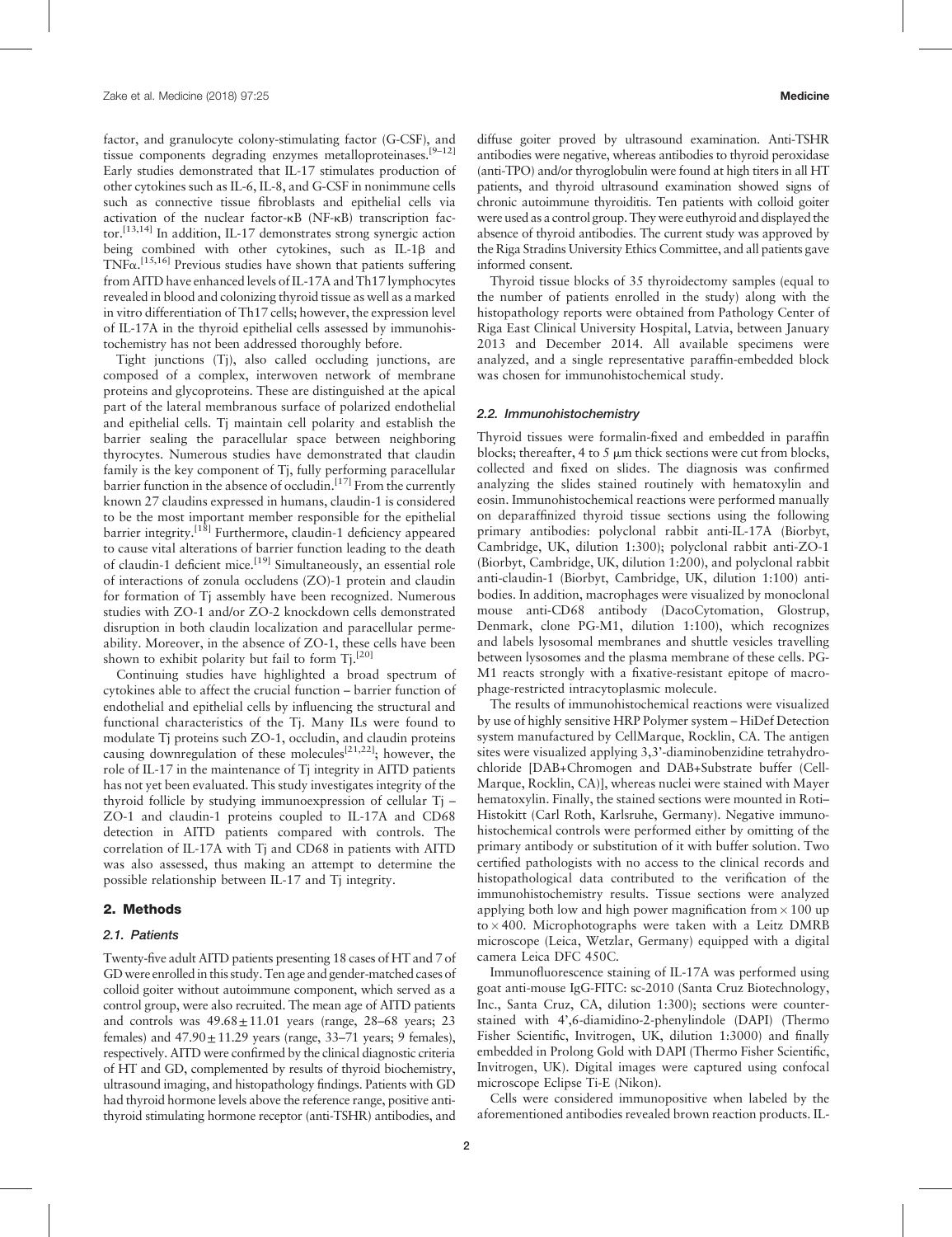factor, and granulocyte colony-stimulating factor (G-CSF), and tissue components degrading enzymes metalloproteinases.[9–12] Early studies demonstrated that IL-17 stimulates production of other cytokines such as IL-6, IL-8, and G-CSF in nonimmune cells such as connective tissue fibroblasts and epithelial cells via activation of the nuclear factor-κB (NF-κB) transcription factor.[13,14] In addition, IL-17 demonstrates strong synergic action being combined with other cytokines, such as IL-1β and TNFα.[15,16] Previous studies have shown that patients suffering from AITD have enhanced levels of IL-17A and Th17 lymphocytes revealed in blood and colonizing thyroid tissue as well as a marked in vitro differentiation of Th17 cells; however, the expression level of IL-17A in the thyroid epithelial cells assessed by immunohistochemistry has not been addressed thoroughly before.

Tight junctions (Tj), also called occluding junctions, are composed of a complex, interwoven network of membrane proteins and glycoproteins. These are distinguished at the apical part of the lateral membranous surface of polarized endothelial and epithelial cells. Tj maintain cell polarity and establish the barrier sealing the paracellular space between neighboring thyrocytes. Numerous studies have demonstrated that claudin family is the key component of Tj, fully performing paracellular barrier function in the absence of occludin.[17] From the currently known 27 claudins expressed in humans, claudin-1 is considered to be the most important member responsible for the epithelial barrier integrity.[18] Furthermore, claudin-1 deficiency appeared to cause vital alterations of barrier function leading to the death of claudin-1 deficient mice.[19] Simultaneously, an essential role of interactions of zonula occludens (ZO)-1 protein and claudin for formation of Tj assembly have been recognized. Numerous studies with ZO-1 and/or ZO-2 knockdown cells demonstrated disruption in both claudin localization and paracellular permeability. Moreover, in the absence of ZO-1, these cells have been shown to exhibit polarity but fail to form Tj.[20]

Continuing studies have highlighted a broad spectrum of cytokines able to affect the crucial function – barrier function of endothelial and epithelial cells by influencing the structural and functional characteristics of the Tj. Many ILs were found to modulate Tj proteins such ZO-1, occludin, and claudin proteins causing downregulation of these molecules[21,22]; however, the role of IL-17 in the maintenance of Tj integrity in AITD patients has not yet been evaluated. This study investigates integrity of the thyroid follicle by studying immunoexpression of cellular Tj – ZO-1 and claudin-1 proteins coupled to IL-17A and CD68 detection in AITD patients compared with controls. The correlation of IL-17A with Tj and CD68 in patients with AITD was also assessed, thus making an attempt to determine the possible relationship between IL-17 and Tj integrity.

## 2. Methods

### 2.1. Patients

Twenty-five adult AITD patients presenting 18 cases of HT and 7 of GD were enrolled in this study. Ten age and gender-matched cases of colloid goiter without autoimmune component, which served as a control group, were also recruited. The mean age of AITD patients and controls was $49.68 \pm 11.01$ years (range, 28–68 years; 23 females) and $47.90 \pm 11.29$ years (range, 33–71 years; 9 females), respectively. AITD were confirmed by the clinical diagnostic criteria of HT and GD, complemented by results of thyroid biochemistry, ultrasound imaging, and histopathology findings. Patients with GD had thyroid hormone levels above the reference range, positive anti-thyroid stimulating hormone receptor (anti-TSHR) antibodies, and diffuse goiter proved by ultrasound examination. Anti-TSHR antibodies were negative, whereas antibodies to thyroid peroxidase (anti-TPO) and/or thyroglobulin were found at high titers in all HT patients, and thyroid ultrasound examination showed signs of chronic autoimmune thyroiditis. Ten patients with colloid goiter were used as a control group. They were euthyroid and displayed the absence of thyroid antibodies. The current study was approved by the Riga Stradins University Ethics Committee, and all patients gave informed consent.

Thyroid tissue blocks of 35 thyroidectomy samples (equal to the number of patients enrolled in the study) along with the histopathology reports were obtained from Pathology Center of Riga East Clinical University Hospital, Latvia, between January 2013 and December 2014. All available specimens were analyzed, and a single representative paraffin-embedded block was chosen for immunohistochemical study.

### 2.2. Immunohistochemistry

Thyroid tissues were formalin-fixed and embedded in paraffin blocks; thereafter, 4 to 5 μm thick sections were cut from blocks, collected and fixed on slides. The diagnosis was confirmed analyzing the slides stained routinely with hematoxylin and eosin. Immunohistochemical reactions were performed manually on deparaffinized thyroid tissue sections using the following primary antibodies: polyclonal rabbit anti-IL-17A (Biorbyt, Cambridge, UK, dilution 1:300); polyclonal rabbit anti-ZO-1 (Biorbyt, Cambridge, UK, dilution 1:200), and polyclonal rabbit anti-claudin-1 (Biorbyt, Cambridge, UK, dilution 1:100) antibodies. In addition, macrophages were visualized by monoclonal mouse anti-CD68 antibody (DacoCytomation, Glostrup, Denmark, clone PG-M1, dilution 1:100), which recognizes and labels lysosomal membranes and shuttle vesicles travelling between lysosomes and the plasma membrane of these cells. PG-M1 reacts strongly with a fixative-resistant epitope of macrophage-restricted intracytoplasmic molecule.

The results of immunohistochemical reactions were visualized by use of highly sensitive HRP Polymer system – HiDef Detection system manufactured by CellMarque, Rocklin, CA. The antigen sites were visualized applying 3,3'-diaminobenzidine tetrahydrochloride [DAB+Chromogen and DAB+Substrate buffer (CellMarque, Rocklin, CA)], whereas nuclei were stained with Mayer hematoxylin. Finally, the stained sections were mounted in Roti–Histokitt (Carl Roth, Karlsruhe, Germany). Negative immunohistochemical controls were performed either by omitting of the primary antibody or substitution of it with buffer solution. Two certified pathologists with no access to the clinical records and histopathological data contributed to the verification of the immunohistochemistry results. Tissue sections were analyzed applying both low and high power magnification from ×100 up to ×400. Microphotographs were taken with a Leitz DMRB microscope (Leica, Wetzlar, Germany) equipped with a digital camera Leica DFC 450C.

Immunofluorescence staining of IL-17A was performed using goat anti-mouse IgG-FITC: sc-2010 (Santa Cruz Biotechnology, Inc., Santa Cruz, CA, dilution 1:300); sections were counterstained with 4',6-diamidino-2-phenylindole (DAPI) (Thermo Fisher Scientific, Invitrogen, UK, dilution 1:3000) and finally embedded in Prolong Gold with DAPI (Thermo Fisher Scientific, Invitrogen, UK). Digital images were captured using confocal microscope Eclipse Ti-E (Nikon).

Cells were considered immunopositive when labeled by the aforementioned antibodies revealed brown reaction products. IL-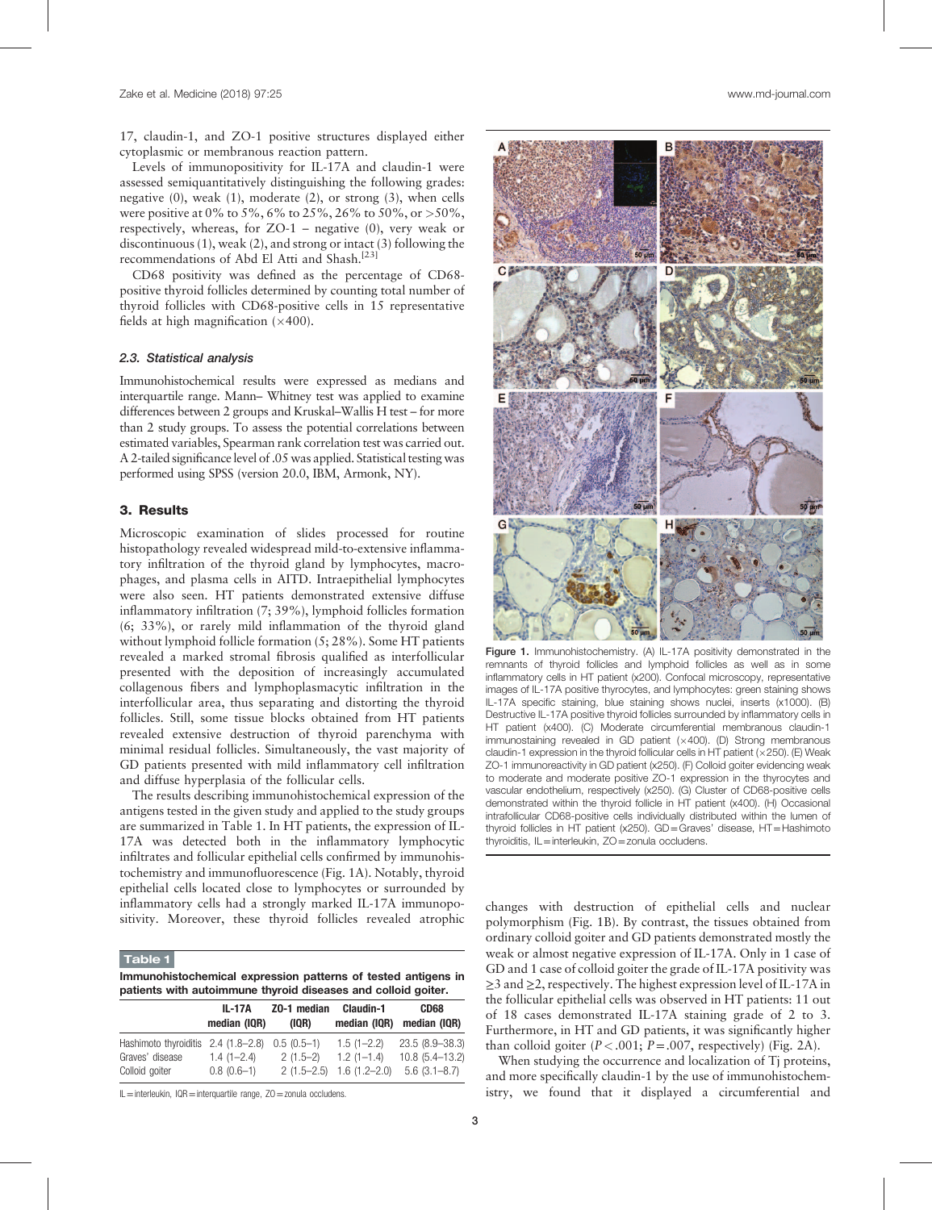17, claudin-1, and ZO-1 positive structures displayed either cytoplasmic or membranous reaction pattern.

Levels of immunopositivity for IL-17A and claudin-1 were assessed semiquantitatively distinguishing the following grades: negative (0), weak (1), moderate (2), or strong (3), when cells were positive at 0% to 5%, 6% to 25%, 26% to 50%, or >50%, respectively, whereas, for ZO-1 – negative (0), very weak or discontinuous (1), weak (2), and strong or intact (3) following the recommendations of Abd El Atti and Shash.[23]

CD68 positivity was defined as the percentage of CD68-positive thyroid follicles determined by counting total number of thyroid follicles with CD68-positive cells in 15 representative fields at high magnification (×400).

### 2.3. Statistical analysis

Immunohistochemical results were expressed as medians and interquartile range. Mann– Whitney test was applied to examine differences between 2 groups and Kruskal–Wallis H test – for more than 2 study groups. To assess the potential correlations between estimated variables, Spearman rank correlation test was carried out. A 2-tailed significance level of .05 was applied. Statistical testing was performed using SPSS (version 20.0, IBM, Armonk, NY).

## 3. Results

Microscopic examination of slides processed for routine histopathology revealed widespread mild-to-extensive inflammatory infiltration of the thyroid gland by lymphocytes, macrophages, and plasma cells in AITD. Intraepithelial lymphocytes were also seen. HT patients demonstrated extensive diffuse inflammatory infiltration (7; 39%), lymphoid follicles formation (6; 33%), or rarely mild inflammation of the thyroid gland without lymphoid follicle formation (5; 28%). Some HT patients revealed a marked stromal fibrosis qualified as interfollicular presented with the deposition of increasingly accumulated collagenous fibers and lymphoplasmacytic infiltration in the interfollicular area, thus separating and distorting the thyroid follicles. Still, some tissue blocks obtained from HT patients revealed extensive destruction of thyroid parenchyma with minimal residual follicles. Simultaneously, the vast majority of GD patients presented with mild inflammatory cell infiltration and diffuse hyperplasia of the follicular cells.

The results describing immunohistochemical expression of the antigens tested in the given study and applied to the study groups are summarized in Table 1. In HT patients, the expression of IL-17A was detected both in the inflammatory lymphocytic infiltrates and follicular epithelial cells confirmed by immunohistochemistry and immunofluorescence (Fig. 1A). Notably, thyroid epithelial cells located close to lymphocytes or surrounded by inflammatory cells had a strongly marked IL-17A immunopositivity. Moreover, these thyroid follicles revealed atrophic changes with destruction of epithelial cells and nuclear polymorphism (Fig. 1B). By contrast, the tissues obtained from ordinary colloid goiter and GD patients demonstrated mostly the weak or almost negative expression of IL-17A. Only in 1 case of GD and 1 case of colloid goiter the grade of IL-17A positivity was ≥3 and ≥2, respectively. The highest expression level of IL-17A in the follicular epithelial cells was observed in HT patients: 11 out of 18 cases demonstrated IL-17A staining grade of 2 to 3. Furthermore, in HT and GD patients, it was significantly higher than colloid goiter ($P<.001$; $P=.007$, respectively) (Fig. 2A).

When studying the occurrence and localization of Tj proteins, and more specifically claudin-1 by the use of immunohistochemistry, we found that it displayed a circumferential and

**Table 1**

**Immunohistochemical expression patterns of tested antigens in patients with autoimmune thyroid diseases and colloid goiter.**

| | IL-17A median (IQR) | ZO-1 median (IQR) | Claudin-1 median (IQR) | CD68 median (IQR) |
|---|---|---|---|---|
| Hashimoto thyroiditis | 2.4 (1.8–2.8) | 0.5 (0.5–1) | 1.5 (1–2.2) | 23.5 (8.9–38.3) |
| Graves' disease | 1.4 (1–2.4) | 2 (1.5–2) | 1.2 (1–1.4) | 10.8 (5.4–13.2) |
| Colloid goiter | 0.8 (0.6–1) | 2 (1.5–2.5) | 1.6 (1.2–2.0) | 5.6 (3.1–8.7) |

IL = interleukin, IQR = interquartile range, ZO = zonula occludens.

Figure 1. Immunohistochemistry. (A) IL-17A positivity demonstrated in the remnants of thyroid follicles and lymphoid follicles as well as in some inflammatory cells in HT patient (x200). Confocal microscopy, representative images of IL-17A positive thyrocytes, and lymphocytes: green staining shows IL-17A specific staining, blue staining shows nuclei, inserts (x1000). (B) Destructive IL-17A positive thyroid follicles surrounded by inflammatory cells in HT patient (x400). (C) Moderate circumferential membranous claudin-1 immunostaining revealed in GD patient (×400). (D) Strong membranous claudin-1 expression in the thyroid follicular cells in HT patient (×250). (E) Weak ZO-1 immunoreactivity in GD patient (x250). (F) Colloid goiter evidencing weak to moderate and moderate positive ZO-1 expression in the thyrocytes and vascular endothelium, respectively (x250). (G) Cluster of CD68-positive cells demonstrated within the thyroid follicle in HT patient (x400). (H) Occasional intrafollicular CD68-positive cells individually distributed within the lumen of thyroid follicles in HT patient (x250). GD = Graves' disease, HT = Hashimoto thyroiditis, IL = interleukin, ZO = zonula occludens.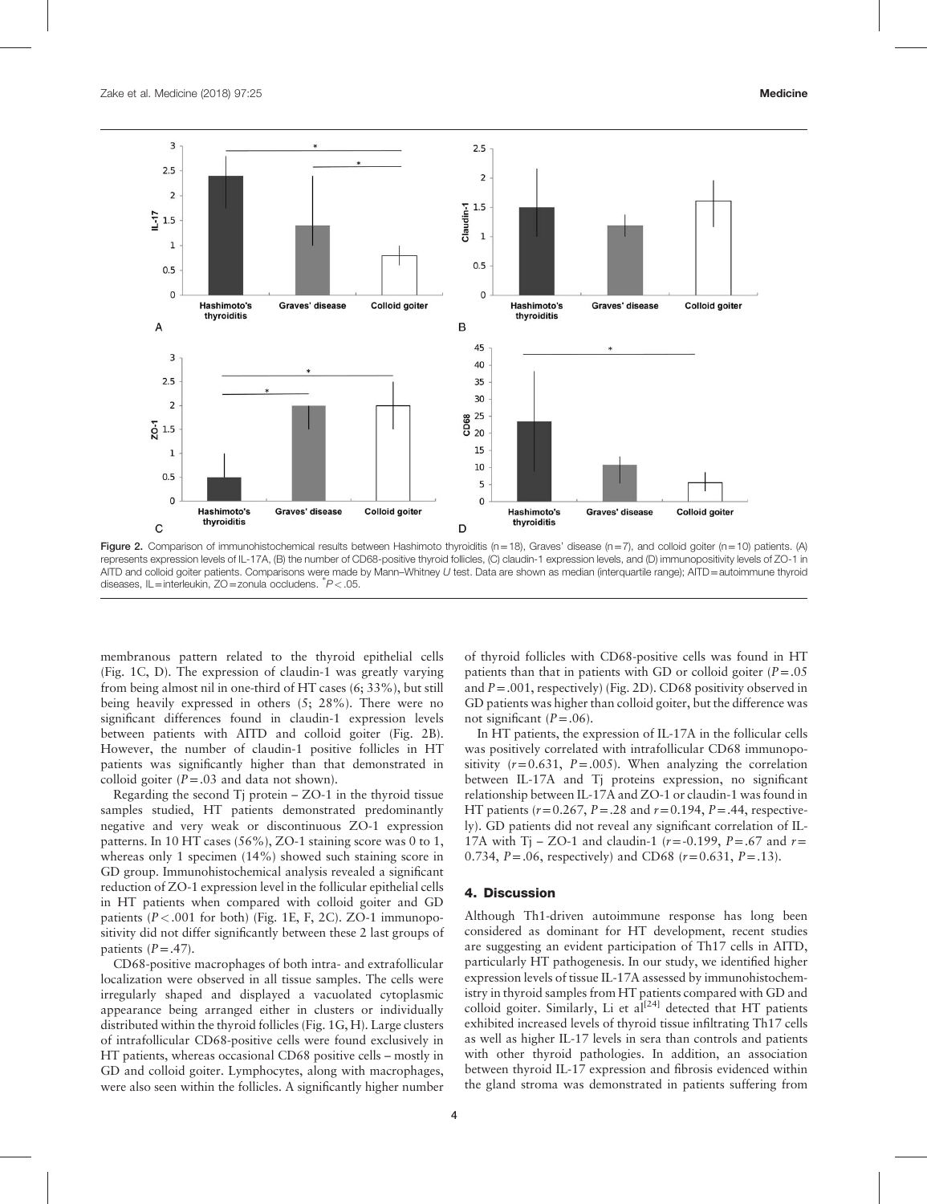Figure 2. Comparison of immunohistochemical results between Hashimoto thyroiditis (n=18), Graves' disease (n=7), and colloid goiter (n=10) patients. (A) represents expression levels of IL-17A, (B) the number of CD68-positive thyroid follicles, (C) claudin-1 expression levels, and (D) immunopositivity levels of ZO-1 in AITD and colloid goiter patients. Comparisons were made by Mann–Whitney *U* test. Data are shown as median (interquartile range); AITD=autoimmune thyroid diseases, IL=interleukin, ZO=zonula occludens. *$P<.05$.

membranous pattern related to the thyroid epithelial cells (Fig. 1C, D). The expression of claudin-1 was greatly varying from being almost nil in one-third of HT cases (6; 33%), but still being heavily expressed in others (5; 28%). There were no significant differences found in claudin-1 expression levels between patients with AITD and colloid goiter (Fig. 2B). However, the number of claudin-1 positive follicles in HT patients was significantly higher than that demonstrated in colloid goiter ($P=.03$ and data not shown).

Regarding the second Tj protein – ZO-1 in the thyroid tissue samples studied, HT patients demonstrated predominantly negative and very weak or discontinuous ZO-1 expression patterns. In 10 HT cases (56%), ZO-1 staining score was 0 to 1, whereas only 1 specimen (14%) showed such staining score in GD group. Immunohistochemical analysis revealed a significant reduction of ZO-1 expression level in the follicular epithelial cells in HT patients when compared with colloid goiter and GD patients ($P<.001$ for both) (Fig. 1E, F, 2C). ZO-1 immunopositivity did not differ significantly between these 2 last groups of patients ($P=.47$).

CD68-positive macrophages of both intra- and extrafollicular localization were observed in all tissue samples. The cells were irregularly shaped and displayed a vacuolated cytoplasmic appearance being arranged either in clusters or individually distributed within the thyroid follicles (Fig. 1G, H). Large clusters of intrafollicular CD68-positive cells were found exclusively in HT patients, whereas occasional CD68 positive cells – mostly in GD and colloid goiter. Lymphocytes, along with macrophages, were also seen within the follicles. A significantly higher number of thyroid follicles with CD68-positive cells was found in HT patients than that in patients with GD or colloid goiter ($P=.05$ and $P=.001$, respectively) (Fig. 2D). CD68 positivity observed in GD patients was higher than colloid goiter, but the difference was not significant ($P=.06$).

In HT patients, the expression of IL-17A in the follicular cells was positively correlated with intrafollicular CD68 immunopositivity ($r=0.631$, $P=.005$). When analyzing the correlation between IL-17A and Tj proteins expression, no significant relationship between IL-17A and ZO-1 or claudin-1 was found in HT patients ($r=0.267$, $P=.28$ and $r=0.194$, $P=.44$, respectively). GD patients did not reveal any significant correlation of IL-17A with Tj – ZO-1 and claudin-1 ($r=-0.199$, $P=.67$ and $r=0.734$, $P=.06$, respectively) and CD68 ($r=0.631$, $P=.13$).

## 4. Discussion

Although Th1-driven autoimmune response has long been considered as dominant for HT development, recent studies are suggesting an evident participation of Th17 cells in AITD, particularly HT pathogenesis. In our study, we identified higher expression levels of tissue IL-17A assessed by immunohistochemistry in thyroid samples from HT patients compared with GD and colloid goiter. Similarly, Li et al[24] detected that HT patients exhibited increased levels of thyroid tissue infiltrating Th17 cells as well as higher IL-17 levels in sera than controls and patients with other thyroid pathologies. In addition, an association between thyroid IL-17 expression and fibrosis evidenced within the gland stroma was demonstrated in patients suffering from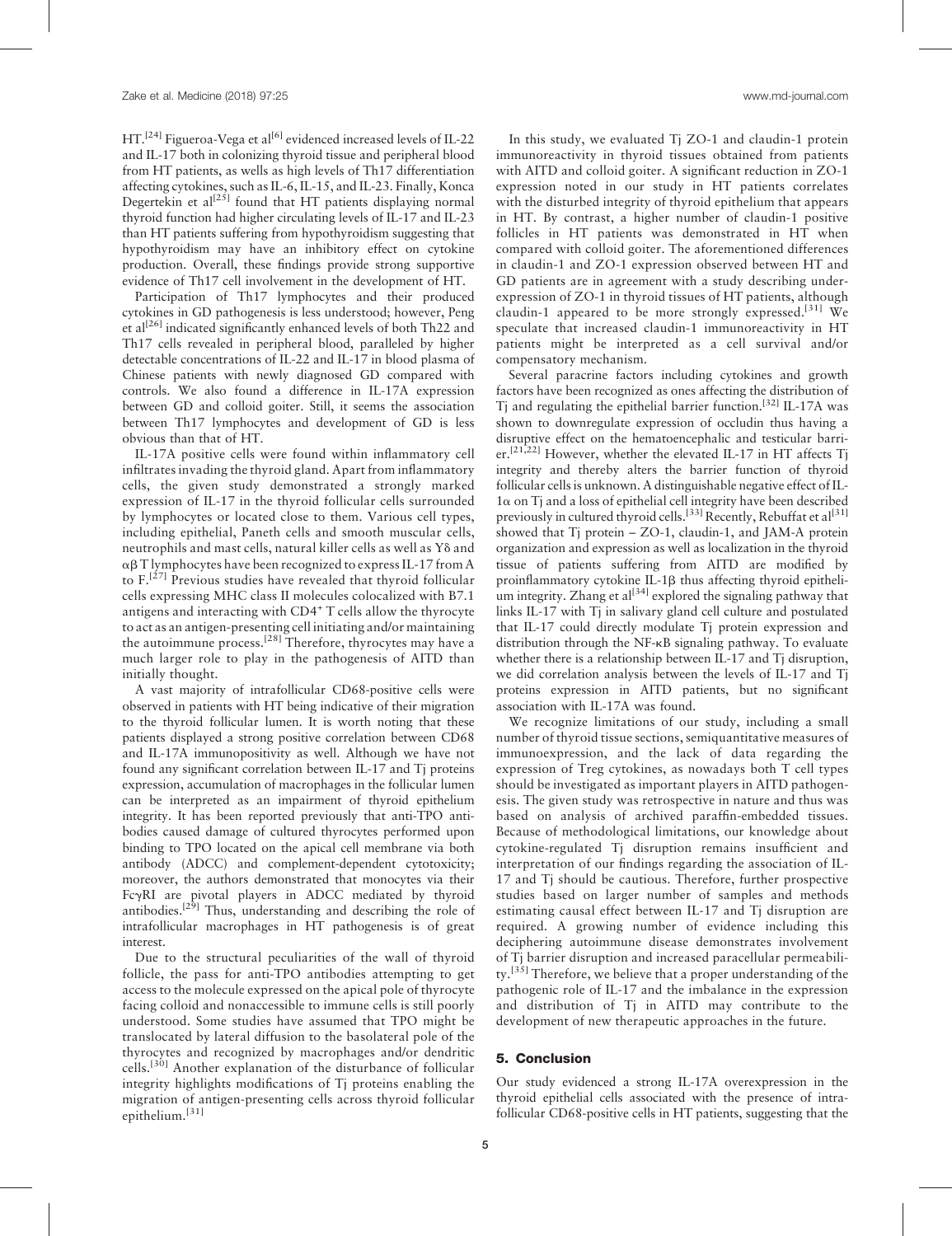HT.[24] Figueroa-Vega et al[6] evidenced increased levels of IL-22 and IL-17 both in colonizing thyroid tissue and peripheral blood from HT patients, as wells as high levels of Th17 differentiation affecting cytokines, such as IL-6, IL-15, and IL-23. Finally, Konca Degertekin et al[25] found that HT patients displaying normal thyroid function had higher circulating levels of IL-17 and IL-23 than HT patients suffering from hypothyroidism suggesting that hypothyroidism may have an inhibitory effect on cytokine production. Overall, these findings provide strong supportive evidence of Th17 cell involvement in the development of HT.

Participation of Th17 lymphocytes and their produced cytokines in GD pathogenesis is less understood; however, Peng et al[26] indicated significantly enhanced levels of both Th22 and Th17 cells revealed in peripheral blood, paralleled by higher detectable concentrations of IL-22 and IL-17 in blood plasma of Chinese patients with newly diagnosed GD compared with controls. We also found a difference in IL-17A expression between GD and colloid goiter. Still, it seems the association between Th17 lymphocytes and development of GD is less obvious than that of HT.

IL-17A positive cells were found within inflammatory cell infiltrates invading the thyroid gland. Apart from inflammatory cells, the given study demonstrated a strongly marked expression of IL-17 in the thyroid follicular cells surrounded by lymphocytes or located close to them. Various cell types, including epithelial, Paneth cells and smooth muscular cells, neutrophils and mast cells, natural killer cells as well as γδ and αβ T lymphocytes have been recognized to express IL-17 from A to F.[27] Previous studies have revealed that thyroid follicular cells expressing MHC class II molecules colocalized with B7.1 antigens and interacting with CD4+ T cells allow the thyrocyte to act as an antigen-presenting cell initiating and/or maintaining the autoimmune process.[28] Therefore, thyrocytes may have a much larger role to play in the pathogenesis of AITD than initially thought.

A vast majority of intrafollicular CD68-positive cells were observed in patients with HT being indicative of their migration to the thyroid follicular lumen. It is worth noting that these patients displayed a strong positive correlation between CD68 and IL-17A immunopositivity as well. Although we have not found any significant correlation between IL-17 and Tj proteins expression, accumulation of macrophages in the follicular lumen can be interpreted as an impairment of thyroid epithelium integrity. It has been reported previously that anti-TPO antibodies caused damage of cultured thyrocytes performed upon binding to TPO located on the apical cell membrane via both antibody (ADCC) and complement-dependent cytotoxicity; moreover, the authors demonstrated that monocytes via their FcγRI are pivotal players in ADCC mediated by thyroid antibodies.[29] Thus, understanding and describing the role of intrafollicular macrophages in HT pathogenesis is of great interest.

Due to the structural peculiarities of the wall of thyroid follicle, the pass for anti-TPO antibodies attempting to get access to the molecule expressed on the apical pole of thyrocyte facing colloid and nonaccessible to immune cells is still poorly understood. Some studies have assumed that TPO might be translocated by lateral diffusion to the basolateral pole of the thyrocytes and recognized by macrophages and/or dendritic cells.[30] Another explanation of the disturbance of follicular integrity highlights modifications of Tj proteins enabling the migration of antigen-presenting cells across thyroid follicular epithelium.[31]

In this study, we evaluated Tj ZO-1 and claudin-1 protein immunoreactivity in thyroid tissues obtained from patients with AITD and colloid goiter. A significant reduction in ZO-1 expression noted in our study in HT patients correlates with the disturbed integrity of thyroid epithelium that appears in HT. By contrast, a higher number of claudin-1 positive follicles in HT patients was demonstrated in HT when compared with colloid goiter. The aforementioned differences in claudin-1 and ZO-1 expression observed between HT and GD patients are in agreement with a study describing underexpression of ZO-1 in thyroid tissues of HT patients, although claudin-1 appeared to be more strongly expressed.[31] We speculate that increased claudin-1 immunoreactivity in HT patients might be interpreted as a cell survival and/or compensatory mechanism.

Several paracrine factors including cytokines and growth factors have been recognized as ones affecting the distribution of Tj and regulating the epithelial barrier function.[32] IL-17A was shown to downregulate expression of occludin thus having a disruptive effect on the hematoencephalic and testicular barrier.[21,22] However, whether the elevated IL-17 in HT affects Tj integrity and thereby alters the barrier function of thyroid follicular cells is unknown. A distinguishable negative effect of IL-1α on Tj and a loss of epithelial cell integrity have been described previously in cultured thyroid cells.[33] Recently, Rebuffat et al[31] showed that Tj protein – ZO-1, claudin-1, and JAM-A protein organization and expression as well as localization in the thyroid tissue of patients suffering from AITD are modified by proinflammatory cytokine IL-1β thus affecting thyroid epithelium integrity. Zhang et al[34] explored the signaling pathway that links IL-17 with Tj in salivary gland cell culture and postulated that IL-17 could directly modulate Tj protein expression and distribution through the NF-κB signaling pathway. To evaluate whether there is a relationship between IL-17 and Tj disruption, we did correlation analysis between the levels of IL-17 and Tj proteins expression in AITD patients, but no significant association with IL-17A was found.

We recognize limitations of our study, including a small number of thyroid tissue sections, semiquantitative measures of immunoexpression, and the lack of data regarding the expression of Treg cytokines, as nowadays both T cell types should be investigated as important players in AITD pathogenesis. The given study was retrospective in nature and thus was based on analysis of archived paraffin-embedded tissues. Because of methodological limitations, our knowledge about cytokine-regulated Tj disruption remains insufficient and interpretation of our findings regarding the association of IL-17 and Tj should be cautious. Therefore, further prospective studies based on larger number of samples and methods estimating causal effect between IL-17 and Tj disruption are required. A growing number of evidence including this deciphering autoimmune disease demonstrates involvement of Tj barrier disruption and increased paracellular permeability.[35] Therefore, we believe that a proper understanding of the pathogenic role of IL-17 and the imbalance in the expression and distribution of Tj in AITD may contribute to the development of new therapeutic approaches in the future.

## 5. Conclusion

Our study evidenced a strong IL-17A overexpression in the thyroid epithelial cells associated with the presence of intrafollicular CD68-positive cells in HT patients, suggesting that the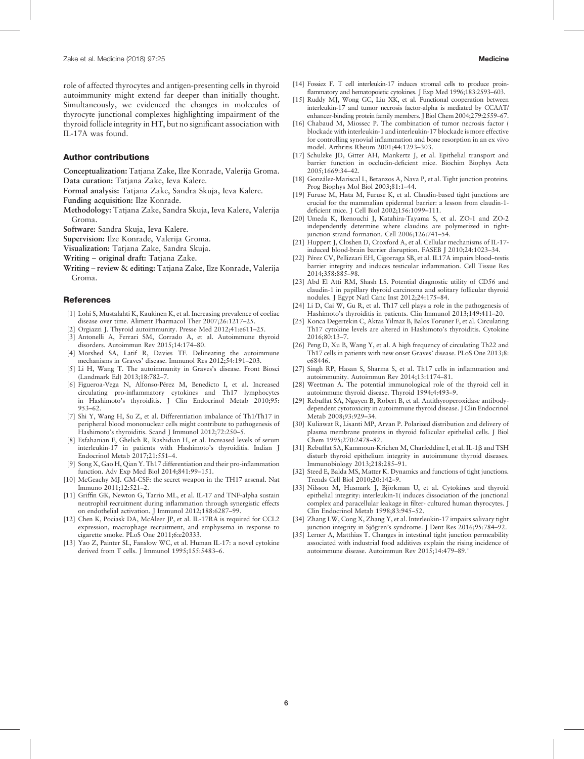role of affected thyrocytes and antigen-presenting cells in thyroid autoimmunity might extend far deeper than initially thought. Simultaneously, we evidenced the changes in molecules of thyrocyte junctional complexes highlighting impairment of the thyroid follicle integrity in HT, but no significant association with IL-17A was found.

## Author contributions

**Conceptualization:** Tatjana Zake, Ilze Konrade, Valerija Groma.
**Data curation:** Tatjana Zake, Ieva Kalere.
**Formal analysis:** Tatjana Zake, Sandra Skuja, Ieva Kalere.
**Funding acquisition:** Ilze Konrade.
**Methodology:** Tatjana Zake, Sandra Skuja, Ieva Kalere, Valerija Groma.
**Software:** Sandra Skuja, Ieva Kalere.
**Supervision:** Ilze Konrade, Valerija Groma.
**Visualization:** Tatjana Zake, Sandra Skuja.
**Writing – original draft:** Tatjana Zake.
**Writing – review & editing:** Tatjana Zake, Ilze Konrade, Valerija Groma.

## References

[1] Lohi S, Mustalahti K, Kaukinen K, et al. Increasing prevalence of coeliac disease over time. Aliment Pharmacol Ther 2007;26:1217–25.
[2] Orgiazzi J. Thyroid autoimmunity. Presse Med 2012;41:e611–25.
[3] Antonelli A, Ferrari SM, Corrado A, et al. Autoimmune thyroid disorders. Autoimmun Rev 2015;14:174–80.
[4] Morshed SA, Latif R, Davies TF. Delineating the autoimmune mechanisms in Graves' disease. Immunol Res 2012;54:191–203.
[5] Li H, Wang T. The autoimmunity in Graves's disease. Front Biosci (Landmark Ed) 2013;18:782–7.
[6] Figueroa-Vega N, Alfonso-Pérez M, Benedicto I, et al. Increased circulating pro-inflammatory cytokines and Th17 lymphocytes in Hashimoto's thyroiditis. J Clin Endocrinol Metab 2010;95: 953–62.
[7] Shi Y, Wang H, Su Z, et al. Differentiation imbalance of Th1/Th17 in peripheral blood mononuclear cells might contribute to pathogenesis of Hashimoto's thyroiditis. Scand J Immunol 2012;72:250–5.
[8] Esfahanian F, Ghelich R, Rashidian H, et al. Increased levels of serum interleukin-17 in patients with Hashimoto's thyroiditis. Indian J Endocrinol Metab 2017;21:551–4.
[9] Song X, Gao H, Qian Y. Th17 differentiation and their pro-inflammation function. Adv Exp Med Biol 2014;841:99–151.
[10] McGeachy MJ. GM-CSF: the secret weapon in the TH17 arsenal. Nat Immuno 2011;12:521–2.
[11] Griffin GK, Newton G, Tarrio ML, et al. IL-17 and TNF-alpha sustain neutrophil recruitment during inflammation through synergistic effects on endothelial activation. J Immunol 2012;188:6287–99.
[12] Chen K, Pociask DA, McAleer JP, et al. IL-17RA is required for CCL2 expression, macrophage recruitment, and emphysema in response to cigarette smoke. PLoS One 2011;6:e20333.
[13] Yao Z, Painter SL, Fanslow WC, et al. Human IL-17: a novel cytokine derived from T cells. J Immunol 1995;155:5483–6.
[14] Fossiez F. T cell interleukin-17 induces stromal cells to produce proinflammatory and hematopoietic cytokines. J Exp Med 1996;183:2593–603.
[15] Ruddy MJ, Wong GC, Liu XK, et al. Functional cooperation between interleukin-17 and tumor necrosis factor-alpha is mediated by CCAAT/enhancer-binding protein family members. J Biol Chem 2004;279:2559–67.
[16] Chabaud M, Miossec P. The combination of tumor necrosis factor ( blockade with interleukin-1 and interleukin-17 blockade is more effective for controlling synovial inflammation and bone resorption in an ex vivo model. Arthritis Rheum 2001;44:1293–303.
[17] Schulzke JD, Gitter AH, Mankertz J, et al. Epithelial transport and barrier function in occludin-deficient mice. Biochim Biophys Acta 2005;1669:34–42.
[18] González-Mariscal L, Betanzos A, Nava P, et al. Tight junction proteins. Prog Biophys Mol Biol 2003;81:1–44.
[19] Furuse M, Hata M, Furuse K, et al. Claudin-based tight junctions are crucial for the mammalian epidermal barrier: a lesson from claudin-1-deficient mice. J Cell Biol 2002;156:1099–111.
[20] Umeda K, Ikenouchi J, Katahira-Tayama S, et al. ZO-1 and ZO-2 independently determine where claudins are polymerized in tight-junction strand formation. Cell 2006;126:741–54.
[21] Huppert J, Closhen D, Croxford A, et al. Cellular mechanisms of IL-17-induced blood-brain barrier disruption. FASEB J 2010;24:1023–34.
[22] Pérez CV, Pellizzari EH, Cigorraga SB, et al. IL17A impairs blood–testis barrier integrity and induces testicular inflammation. Cell Tissue Res 2014;358:885–98.
[23] Abd El Atti RM, Shash LS. Potential diagnostic utility of CD56 and claudin-1 in papillary thyroid carcinoma and solitary follicular thyroid nodules. J Egypt Natl Canc Inst 2012;24:175–84.
[24] Li D, Cai W, Gu R, et al. Th17 cell plays a role in the pathogenesis of Hashimoto's thyroiditis in patients. Clin Immunol 2013;149:411–20.
[25] Konca Degertekin C, Aktas Yilmaz B, Balos Toruner F, et al. Circulating Th17 cytokine levels are altered in Hashimoto's thyroiditis. Cytokine 2016;80:13–7.
[26] Peng D, Xu B, Wang Y, et al. A high frequency of circulating Th22 and Th17 cells in patients with new onset Graves' disease. PLoS One 2013;8: e68446.
[27] Singh RP, Hasan S, Sharma S, et al. Th17 cells in inflammation and autoimmunity. Autoimmun Rev 2014;13:1174–81.
[28] Weetman A. The potential immunological role of the thyroid cell in autoimmune thyroid disease. Thyroid 1994;4:493–9.
[29] Rebuffat SA, Nguyen B, Robert B, et al. Antithyroperoxidase antibody-dependent cytotoxicity in autoimmune thyroid disease. J Clin Endocrinol Metab 2008;93:929–34.
[30] Kuliawat R, Lisanti MP, Arvan P. Polarized distribution and delivery of plasma membrane proteins in thyroid follicular epithelial cells. J Biol Chem 1995;270:2478–82.
[31] Rebuffat SA, Kammoun-Krichen M, Charfeddine I, et al. IL-1β and TSH disturb thyroid epithelium integrity in autoimmune thyroid diseases. Immunobiology 2013;218:285–91.
[32] Steed E, Balda MS, Matter K. Dynamics and functions of tight junctions. Trends Cell Biol 2010;20:142–9.
[33] Nilsson M, Husmark J, Björkman U, et al. Cytokines and thyroid epithelial integrity: interleukin-1( induces dissociation of the junctional complex and paracellular leakage in filter- cultured human thyrocytes. J Clin Endocrinol Metab 1998;83:945–52.
[34] Zhang LW, Cong X, Zhang Y, et al. Interleukin-17 impairs salivary tight junction integrity in Sjögren's syndrome. J Dent Res 2016;95:784–92.
[35] Lerner A, Matthias T. Changes in intestinal tight junction permeability associated with industrial food additives explain the rising incidence of autoimmune disease. Autoimmun Rev 2015;14:479–89."